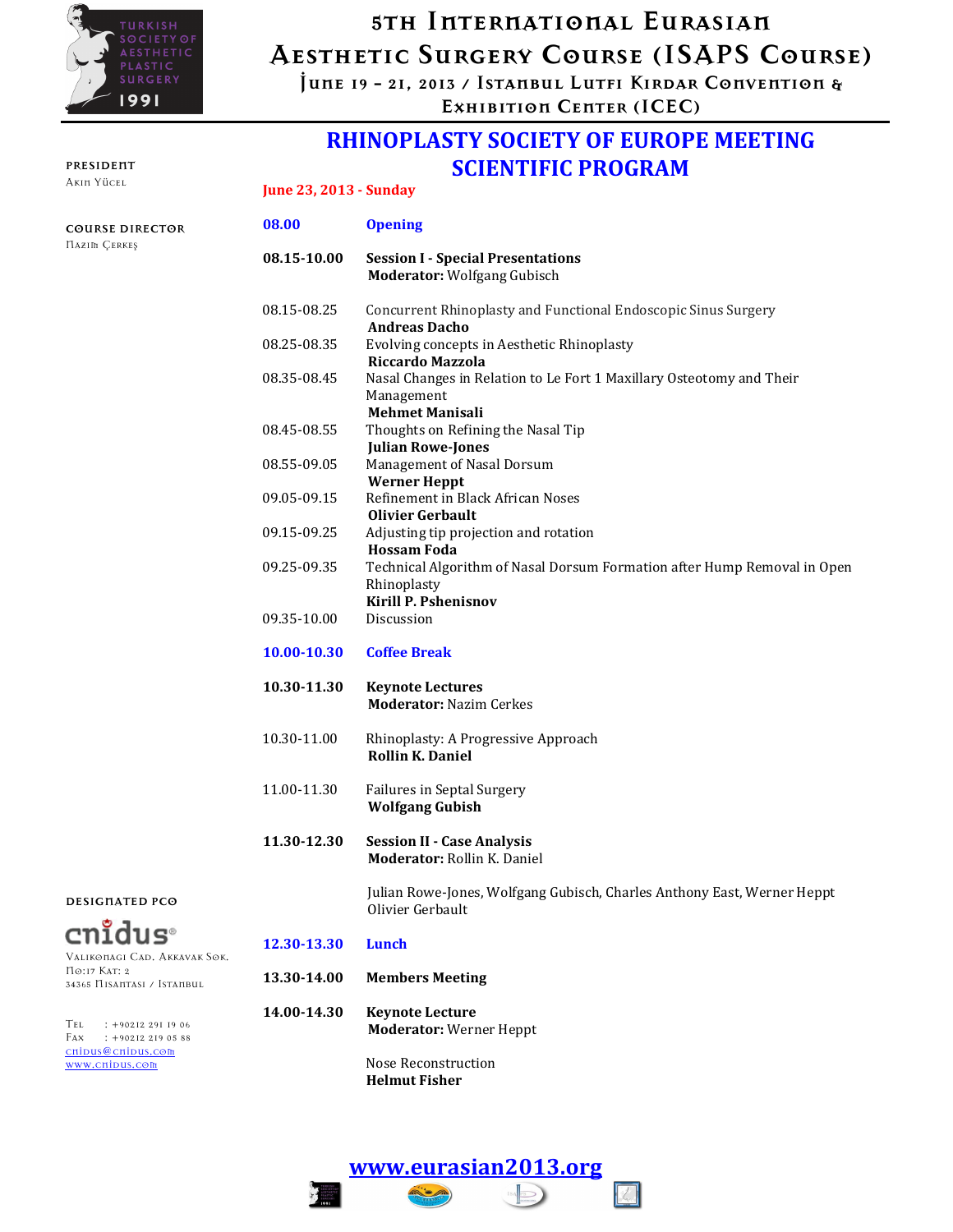# 5th International Eurasian Aesthetic Surgery Course (ISAPS Course)

**June 19 – 21, 2013 / Istanbul Lutfi Kirdar Convention & Exhibition Center (ICEC)**

TURKISH SOCIETY OF AESTHETIC PLASTIC SURGERY 1991

**PRESIDENT**
Akin Yücel

**COURSE DIRECTOR**
Nazim Çerkeş

## RHINOPLASTY SOCIETY OF EUROPE MEETING SCIENTIFIC PROGRAM

**June 23, 2013 - Sunday**

**08.00** **Opening**

**08.15-10.00** **Session I - Special Presentations**
**Moderator:** Wolfgang Gubisch

08.15-08.25 Concurrent Rhinoplasty and Functional Endoscopic Sinus Surgery
**Andreas Dacho**

08.25-08.35 Evolving concepts in Aesthetic Rhinoplasty
**Riccardo Mazzola**

08.35-08.45 Nasal Changes in Relation to Le Fort 1 Maxillary Osteotomy and Their Management
**Mehmet Manisali**

08.45-08.55 Thoughts on Refining the Nasal Tip
**Julian Rowe-Jones**

08.55-09.05 Management of Nasal Dorsum
**Werner Heppt**

09.05-09.15 Refinement in Black African Noses
**Olivier Gerbault**

09.15-09.25 Adjusting tip projection and rotation
**Hossam Foda**

09.25-09.35 Technical Algorithm of Nasal Dorsum Formation after Hump Removal in Open Rhinoplasty
**Kirill P. Pshenisnov**

09.35-10.00 Discussion

**10.00-10.30** **Coffee Break**

**10.30-11.30** **Keynote Lectures**
**Moderator:** Nazim Cerkes

10.30-11.00 Rhinoplasty: A Progressive Approach
**Rollin K. Daniel**

11.00-11.30 Failures in Septal Surgery
**Wolfgang Gubish**

**11.30-12.30** **Session II - Case Analysis**
**Moderator:** Rollin K. Daniel

Julian Rowe-Jones, Wolfgang Gubisch, Charles Anthony East, Werner Heppt Olivier Gerbault

**12.30-13.30** **Lunch**

**13.30-14.00** **Members Meeting**

**14.00-14.30** **Keynote Lecture**
**Moderator:** Werner Heppt

Nose Reconstruction
**Helmut Fisher**

**DESIGNATED PCO**

cnidus®
Valikonagi Cad. Akkavak Sok.
No:17 Kat: 2
34365 Nisantasi / Istanbul

Tel : +90212 291 19 06
Fax : +90212 219 05 88
cnidus@cnidus.com
www.cnidus.com

**www.eurasian2013.org**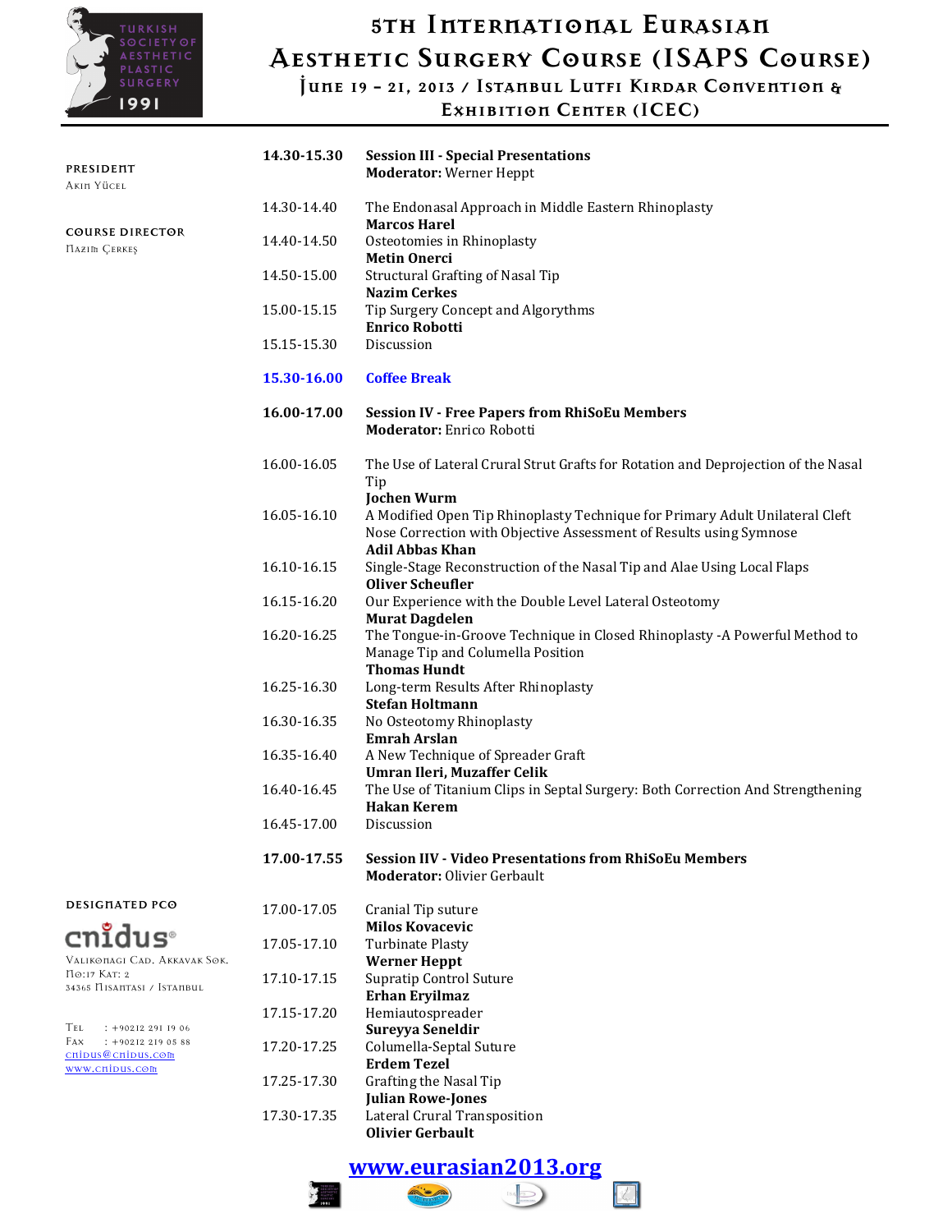# 5th International Eurasian Aesthetic Surgery Course (ISAPS Course)

## June 19 – 21, 2013 / Istanbul Lutfi Kirdar Convention & Exhibition Center (ICEC)

**PRESIDENT**
Akın Yücel

**COURSE DIRECTOR**
Nazım Çerkeş

| | |
|---|---|
| **14.30-15.30** | **Session III - Special Presentations**<br>**Moderator:** Werner Heppt |
| 14.30-14.40 | The Endonasal Approach in Middle Eastern Rhinoplasty<br>**Marcos Harel** |
| 14.40-14.50 | Osteotomies in Rhinoplasty<br>**Metin Onerci** |
| 14.50-15.00 | Structural Grafting of Nasal Tip<br>**Nazim Cerkes** |
| 15.00-15.15 | Tip Surgery Concept and Algorythms<br>**Enrico Robotti** |
| 15.15-15.30 | Discussion |
| **15.30-16.00** | **Coffee Break** |
| **16.00-17.00** | **Session IV - Free Papers from RhiSoEu Members**<br>**Moderator:** Enrico Robotti |
| 16.00-16.05 | The Use of Lateral Crural Strut Grafts for Rotation and Deprojection of the Nasal Tip<br>**Jochen Wurm** |
| 16.05-16.10 | A Modified Open Tip Rhinoplasty Technique for Primary Adult Unilateral Cleft Nose Correction with Objective Assessment of Results using Symnose<br>**Adil Abbas Khan** |
| 16.10-16.15 | Single-Stage Reconstruction of the Nasal Tip and Alae Using Local Flaps<br>**Oliver Scheufler** |
| 16.15-16.20 | Our Experience with the Double Level Lateral Osteotomy<br>**Murat Dagdelen** |
| 16.20-16.25 | The Tongue-in-Groove Technique in Closed Rhinoplasty -A Powerful Method to Manage Tip and Columella Position<br>**Thomas Hundt** |
| 16.25-16.30 | Long-term Results After Rhinoplasty<br>**Stefan Holtmann** |
| 16.30-16.35 | No Osteotomy Rhinoplasty<br>**Emrah Arslan** |
| 16.35-16.40 | A New Technique of Spreader Graft<br>**Umran Ileri, Muzaffer Celik** |
| 16.40-16.45 | The Use of Titanium Clips in Septal Surgery: Both Correction And Strengthening<br>**Hakan Kerem** |
| 16.45-17.00 | Discussion |
| **17.00-17.55** | **Session IIV - Video Presentations from RhiSoEu Members**<br>**Moderator:** Olivier Gerbault |
| 17.00-17.05 | Cranial Tip suture<br>**Milos Kovacevic** |
| 17.05-17.10 | Turbinate Plasty<br>**Werner Heppt** |
| 17.10-17.15 | Supratip Control Suture<br>**Erhan Eryilmaz** |
| 17.15-17.20 | Hemiautospreader<br>**Sureyya Seneldir** |
| 17.20-17.25 | Columella-Septal Suture<br>**Erdem Tezel** |
| 17.25-17.30 | Grafting the Nasal Tip<br>**Julian Rowe-Jones** |
| 17.30-17.35 | Lateral Crural Transposition<br>**Olivier Gerbault** |

**DESIGNATED PCO**

cnidus®
Valikonagi Cad. Akkavak Sok.
No:17 Kat: 2
34365 Nisantasi / Istanbul

Tel : +90212 291 19 06
Fax : +90212 219 05 88
cnidus@cnidus.com
www.cnidus.com

**www.eurasian2013.org**